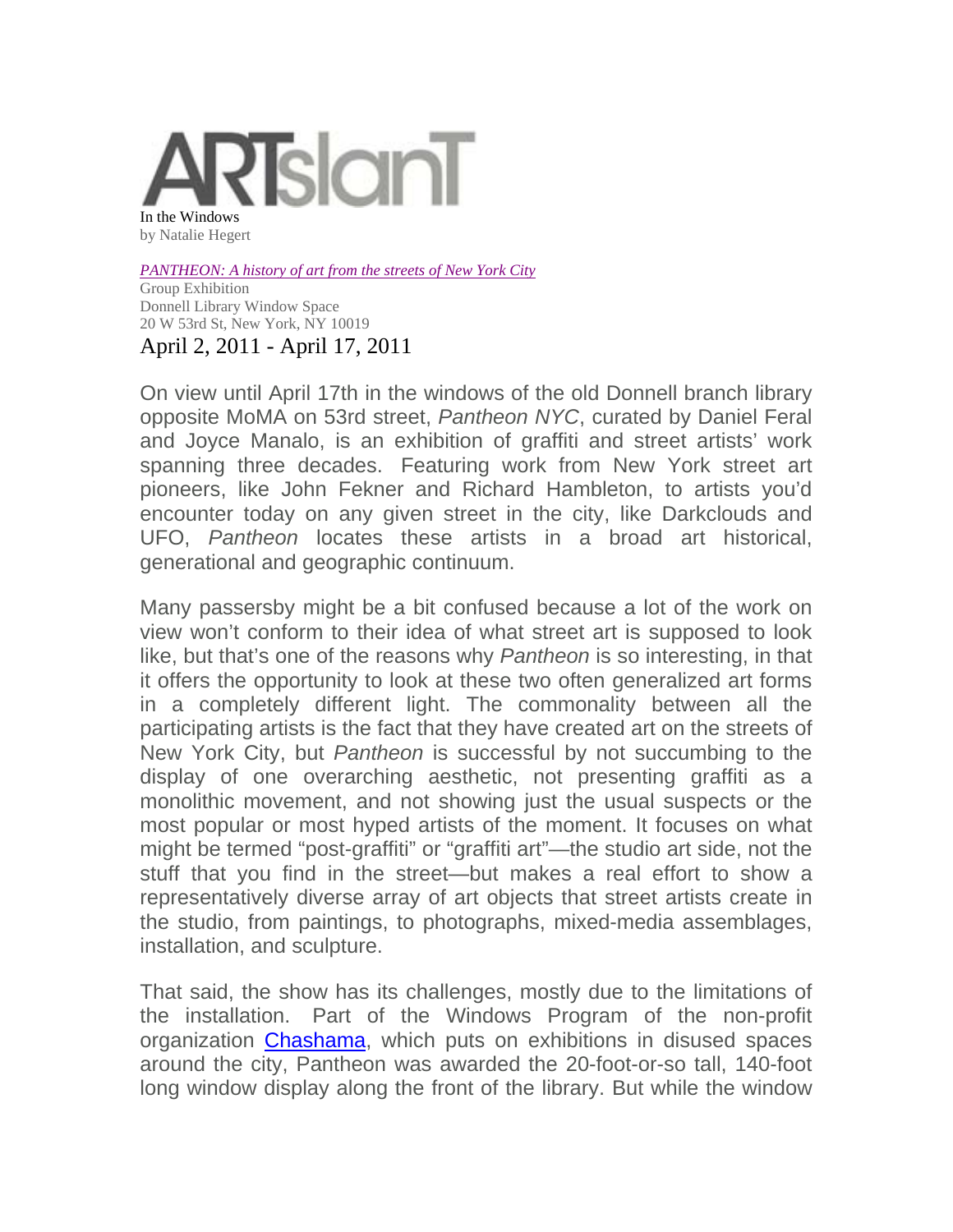ARTslanT

In the Windows
by Natalie Hegert

*PANTHEON: A history of art from the streets of New York City*
Group Exhibition
Donnell Library Window Space
20 W 53rd St, New York, NY 10019

April 2, 2011 - April 17, 2011

On view until April 17th in the windows of the old Donnell branch library opposite MoMA on 53rd street, *Pantheon NYC*, curated by Daniel Feral and Joyce Manalo, is an exhibition of graffiti and street artists' work spanning three decades. Featuring work from New York street art pioneers, like John Fekner and Richard Hambleton, to artists you'd encounter today on any given street in the city, like Darkclouds and UFO, *Pantheon* locates these artists in a broad art historical, generational and geographic continuum.

Many passersby might be a bit confused because a lot of the work on view won't conform to their idea of what street art is supposed to look like, but that's one of the reasons why *Pantheon* is so interesting, in that it offers the opportunity to look at these two often generalized art forms in a completely different light. The commonality between all the participating artists is the fact that they have created art on the streets of New York City, but *Pantheon* is successful by not succumbing to the display of one overarching aesthetic, not presenting graffiti as a monolithic movement, and not showing just the usual suspects or the most popular or most hyped artists of the moment. It focuses on what might be termed "post-graffiti" or "graffiti art"—the studio art side, not the stuff that you find in the street—but makes a real effort to show a representatively diverse array of art objects that street artists create in the studio, from paintings, to photographs, mixed-media assemblages, installation, and sculpture.

That said, the show has its challenges, mostly due to the limitations of the installation. Part of the Windows Program of the non-profit organization Chashama, which puts on exhibitions in disused spaces around the city, Pantheon was awarded the 20-foot-or-so tall, 140-foot long window display along the front of the library. But while the window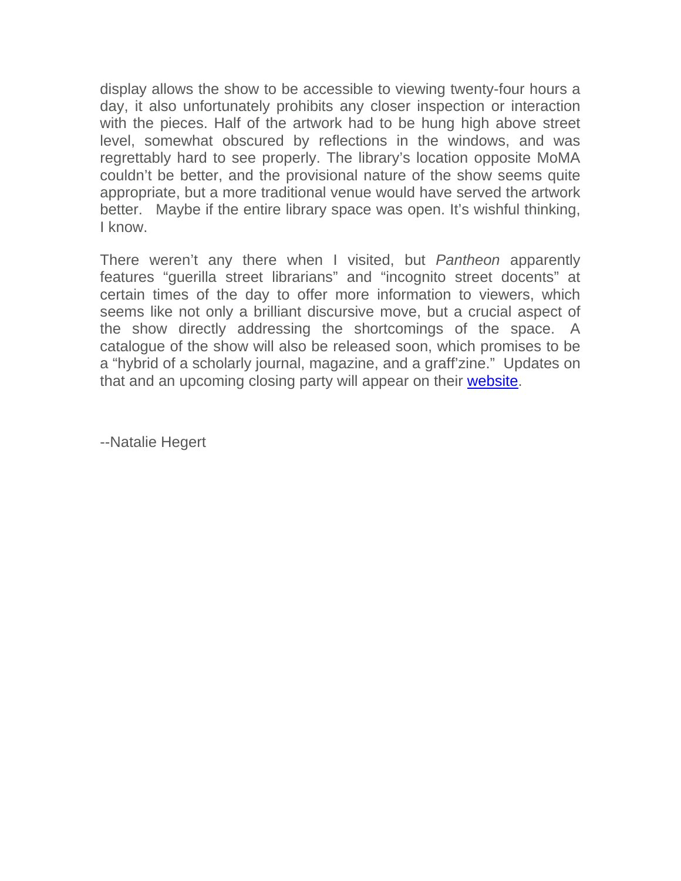display allows the show to be accessible to viewing twenty-four hours a day, it also unfortunately prohibits any closer inspection or interaction with the pieces. Half of the artwork had to be hung high above street level, somewhat obscured by reflections in the windows, and was regrettably hard to see properly. The library's location opposite MoMA couldn't be better, and the provisional nature of the show seems quite appropriate, but a more traditional venue would have served the artwork better. Maybe if the entire library space was open. It's wishful thinking, I know.

There weren't any there when I visited, but *Pantheon* apparently features "guerilla street librarians" and "incognito street docents" at certain times of the day to offer more information to viewers, which seems like not only a brilliant discursive move, but a crucial aspect of the show directly addressing the shortcomings of the space. A catalogue of the show will also be released soon, which promises to be a "hybrid of a scholarly journal, magazine, and a graff'zine." Updates on that and an upcoming closing party will appear on their website.

--Natalie Hegert